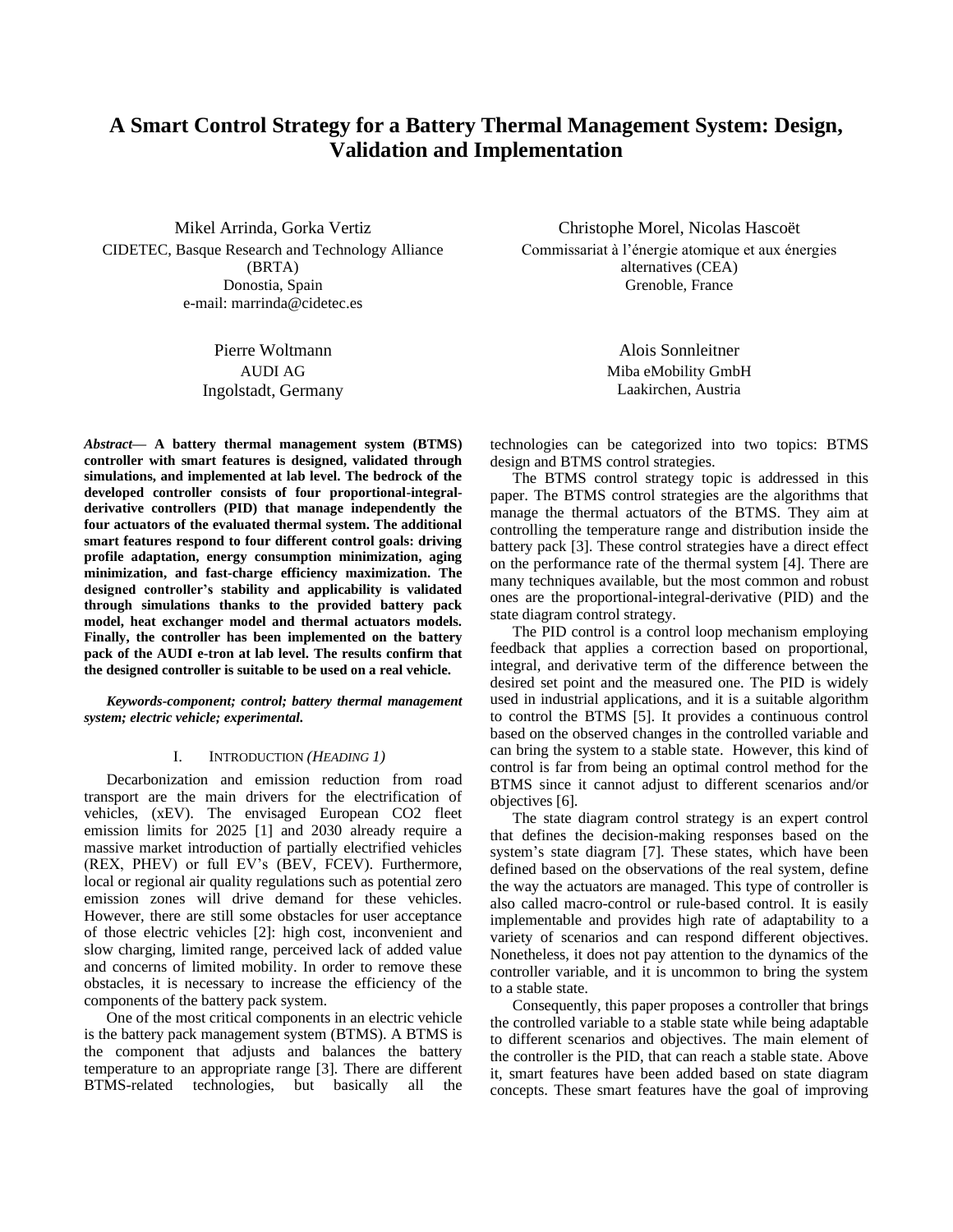# A Smart Control Strategy for a Battery Thermal Management System: Design, Validation and Implementation

Mikel Arrinda, Gorka Vertiz
CIDETEC, Basque Research and Technology Alliance (BRTA)
Donostia, Spain
e-mail: marrinda@cidetec.es

Christophe Morel, Nicolas Hascoët
Commissariat à l'énergie atomique et aux énergies alternatives (CEA)
Grenoble, France

Pierre Woltmann
AUDI AG
Ingolstadt, Germany

Alois Sonnleitner
Miba eMobility GmbH
Laakirchen, Austria

***Abstract*— A battery thermal management system (BTMS) controller with smart features is designed, validated through simulations, and implemented at lab level. The bedrock of the developed controller consists of four proportional-integral-derivative controllers (PID) that manage independently the four actuators of the evaluated thermal system. The additional smart features respond to four different control goals: driving profile adaptation, energy consumption minimization, aging minimization, and fast-charge efficiency maximization. The designed controller's stability and applicability is validated through simulations thanks to the provided battery pack model, heat exchanger model and thermal actuators models. Finally, the controller has been implemented on the battery pack of the AUDI e-tron at lab level. The results confirm that the designed controller is suitable to be used on a real vehicle.**

***Keywords-component; control; battery thermal management system; electric vehicle; experimental.***

## I. Introduction *(Heading 1)*

Decarbonization and emission reduction from road transport are the main drivers for the electrification of vehicles, (xEV). The envisaged European CO2 fleet emission limits for 2025 [1] and 2030 already require a massive market introduction of partially electrified vehicles (REX, PHEV) or full EV's (BEV, FCEV). Furthermore, local or regional air quality regulations such as potential zero emission zones will drive demand for these vehicles. However, there are still some obstacles for user acceptance of those electric vehicles [2]: high cost, inconvenient and slow charging, limited range, perceived lack of added value and concerns of limited mobility. In order to remove these obstacles, it is necessary to increase the efficiency of the components of the battery pack system.

One of the most critical components in an electric vehicle is the battery pack management system (BTMS). A BTMS is the component that adjusts and balances the battery temperature to an appropriate range [3]. There are different BTMS-related technologies, but basically all the technologies can be categorized into two topics: BTMS design and BTMS control strategies.

The BTMS control strategy topic is addressed in this paper. The BTMS control strategies are the algorithms that manage the thermal actuators of the BTMS. They aim at controlling the temperature range and distribution inside the battery pack [3]. These control strategies have a direct effect on the performance rate of the thermal system [4]. There are many techniques available, but the most common and robust ones are the proportional-integral-derivative (PID) and the state diagram control strategy.

The PID control is a control loop mechanism employing feedback that applies a correction based on proportional, integral, and derivative term of the difference between the desired set point and the measured one. The PID is widely used in industrial applications, and it is a suitable algorithm to control the BTMS [5]. It provides a continuous control based on the observed changes in the controlled variable and can bring the system to a stable state. However, this kind of control is far from being an optimal control method for the BTMS since it cannot adjust to different scenarios and/or objectives [6].

The state diagram control strategy is an expert control that defines the decision-making responses based on the system's state diagram [7]. These states, which have been defined based on the observations of the real system, define the way the actuators are managed. This type of controller is also called macro-control or rule-based control. It is easily implementable and provides high rate of adaptability to a variety of scenarios and can respond different objectives. Nonetheless, it does not pay attention to the dynamics of the controller variable, and it is uncommon to bring the system to a stable state.

Consequently, this paper proposes a controller that brings the controlled variable to a stable state while being adaptable to different scenarios and objectives. The main element of the controller is the PID, that can reach a stable state. Above it, smart features have been added based on state diagram concepts. These smart features have the goal of improving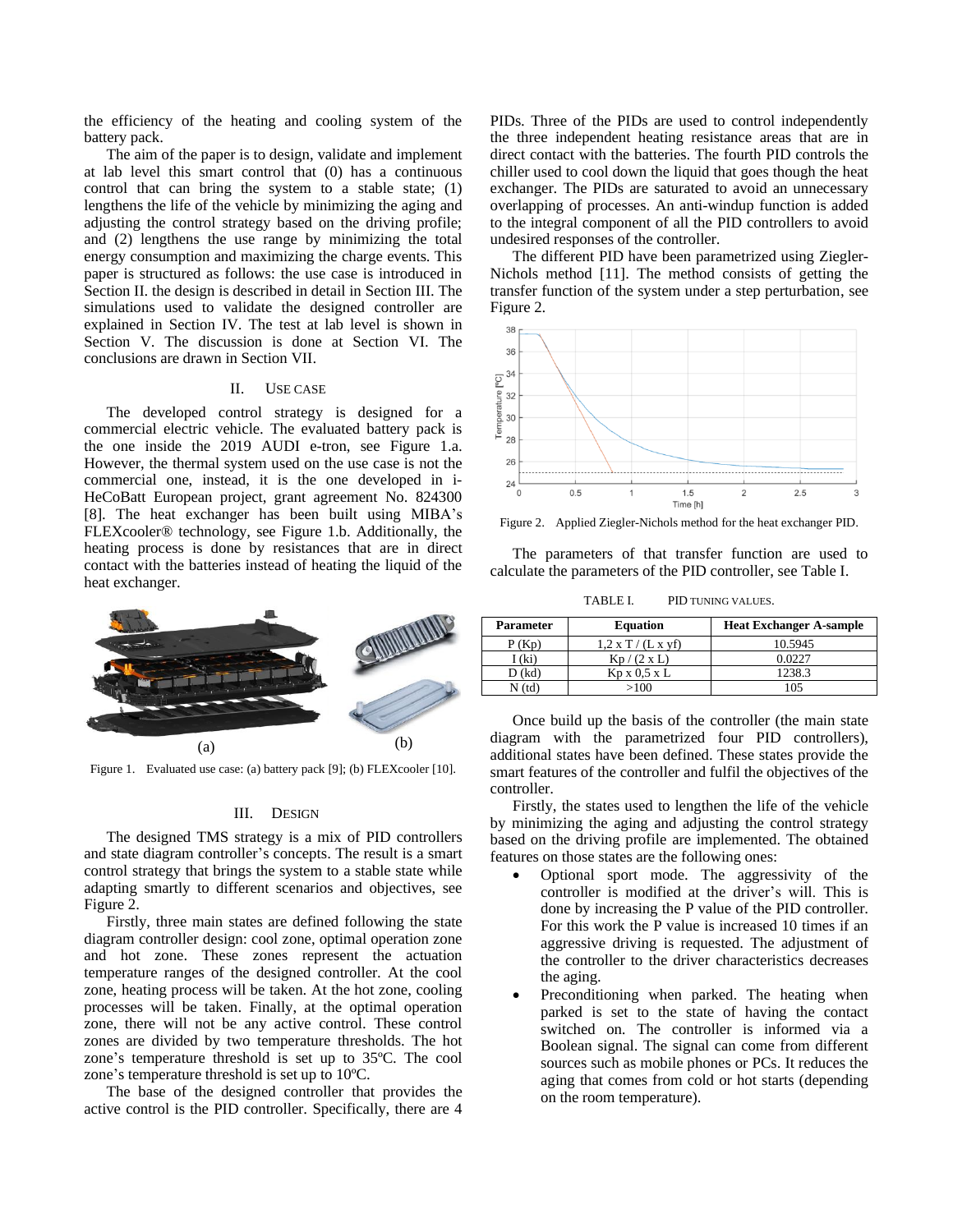the efficiency of the heating and cooling system of the battery pack.

The aim of the paper is to design, validate and implement at lab level this smart control that (0) has a continuous control that can bring the system to a stable state; (1) lengthens the life of the vehicle by minimizing the aging and adjusting the control strategy based on the driving profile; and (2) lengthens the use range by minimizing the total energy consumption and maximizing the charge events. This paper is structured as follows: the use case is introduced in Section II. the design is described in detail in Section III. The simulations used to validate the designed controller are explained in Section IV. The test at lab level is shown in Section V. The discussion is done at Section VI. The conclusions are drawn in Section VII.

## II. Use Case

The developed control strategy is designed for a commercial electric vehicle. The evaluated battery pack is the one inside the 2019 AUDI e-tron, see Figure 1.a. However, the thermal system used on the use case is not the commercial one, instead, it is the one developed in i-HeCoBatt European project, grant agreement No. 824300 [8]. The heat exchanger has been built using MIBA's FLEXcooler® technology, see Figure 1.b. Additionally, the heating process is done by resistances that are in direct contact with the batteries instead of heating the liquid of the heat exchanger.

Figure 1. Evaluated use case: (a) battery pack [9]; (b) FLEXcooler [10].

## III. Design

The designed TMS strategy is a mix of PID controllers and state diagram controller's concepts. The result is a smart control strategy that brings the system to a stable state while adapting smartly to different scenarios and objectives, see Figure 2.

Firstly, three main states are defined following the state diagram controller design: cool zone, optimal operation zone and hot zone. These zones represent the actuation temperature ranges of the designed controller. At the cool zone, heating process will be taken. At the hot zone, cooling processes will be taken. Finally, at the optimal operation zone, there will not be any active control. These control zones are divided by two temperature thresholds. The hot zone's temperature threshold is set up to 35ºC. The cool zone's temperature threshold is set up to 10ºC.

The base of the designed controller that provides the active control is the PID controller. Specifically, there are 4 PIDs. Three of the PIDs are used to control independently the three independent heating resistance areas that are in direct contact with the batteries. The fourth PID controls the chiller used to cool down the liquid that goes though the heat exchanger. The PIDs are saturated to avoid an unnecessary overlapping of processes. An anti-windup function is added to the integral component of all the PID controllers to avoid undesired responses of the controller.

The different PID have been parametrized using Ziegler-Nichols method [11]. The method consists of getting the transfer function of the system under a step perturbation, see Figure 2.

Figure 2. Applied Ziegler-Nichols method for the heat exchanger PID.

The parameters of that transfer function are used to calculate the parameters of the PID controller, see Table I.

TABLE I. PID TUNING VALUES.

| Parameter | Equation | Heat Exchanger A-sample |
|---|---|---|
| P (Kp) | 1,2 x T / (L x yf) | 10.5945 |
| I (ki) | Kp / (2 x L) | 0.0227 |
| D (kd) | Kp x 0,5 x L | 1238.3 |
| N (td) | >100 | 105 |

Once build up the basis of the controller (the main state diagram with the parametrized four PID controllers), additional states have been defined. These states provide the smart features of the controller and fulfil the objectives of the controller.

Firstly, the states used to lengthen the life of the vehicle by minimizing the aging and adjusting the control strategy based on the driving profile are implemented. The obtained features on those states are the following ones:

- Optional sport mode. The aggressivity of the controller is modified at the driver's will. This is done by increasing the P value of the PID controller. For this work the P value is increased 10 times if an aggressive driving is requested. The adjustment of the controller to the driver characteristics decreases the aging.
- Preconditioning when parked. The heating when parked is set to the state of having the contact switched on. The controller is informed via a Boolean signal. The signal can come from different sources such as mobile phones or PCs. It reduces the aging that comes from cold or hot starts (depending on the room temperature).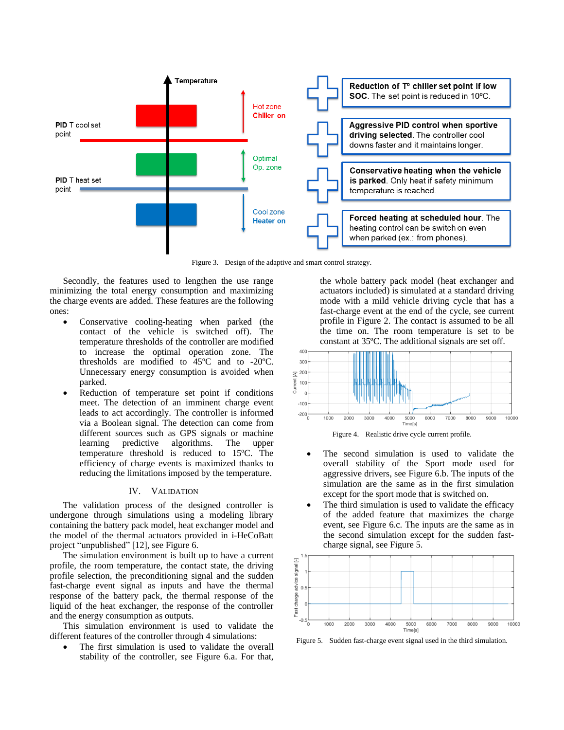Figure 3. Design of the adaptive and smart control strategy.

Secondly, the features used to lengthen the use range minimizing the total energy consumption and maximizing the charge events are added. These features are the following ones:

- Conservative cooling-heating when parked (the contact of the vehicle is switched off). The temperature thresholds of the controller are modified to increase the optimal operation zone. The thresholds are modified to 45ºC and to -20ºC. Unnecessary energy consumption is avoided when parked.
- Reduction of temperature set point if conditions meet. The detection of an imminent charge event leads to act accordingly. The controller is informed via a Boolean signal. The detection can come from different sources such as GPS signals or machine learning predictive algorithms. The upper temperature threshold is reduced to 15ºC. The efficiency of charge events is maximized thanks to reducing the limitations imposed by the temperature.

## IV. Validation

The validation process of the designed controller is undergone through simulations using a modeling library containing the battery pack model, heat exchanger model and the model of the thermal actuators provided in i-HeCoBatt project "unpublished" [12], see Figure 6.

The simulation environment is built up to have a current profile, the room temperature, the contact state, the driving profile selection, the preconditioning signal and the sudden fast-charge event signal as inputs and have the thermal response of the battery pack, the thermal response of the liquid of the heat exchanger, the response of the controller and the energy consumption as outputs.

This simulation environment is used to validate the different features of the controller through 4 simulations:

- The first simulation is used to validate the overall stability of the controller, see Figure 6.a. For that, the whole battery pack model (heat exchanger and actuators included) is simulated at a standard driving mode with a mild vehicle driving cycle that has a fast-charge event at the end of the cycle, see current profile in Figure 2. The contact is assumed to be all the time on. The room temperature is set to be constant at 35ºC. The additional signals are set off.

Figure 4. Realistic drive cycle current profile.

- The second simulation is used to validate the overall stability of the Sport mode used for aggressive drivers, see Figure 6.b. The inputs of the simulation are the same as in the first simulation except for the sport mode that is switched on.
- The third simulation is used to validate the efficacy of the added feature that maximizes the charge event, see Figure 6.c. The inputs are the same as in the second simulation except for the sudden fast-charge signal, see Figure 5.

Figure 5. Sudden fast-charge event signal used in the third simulation.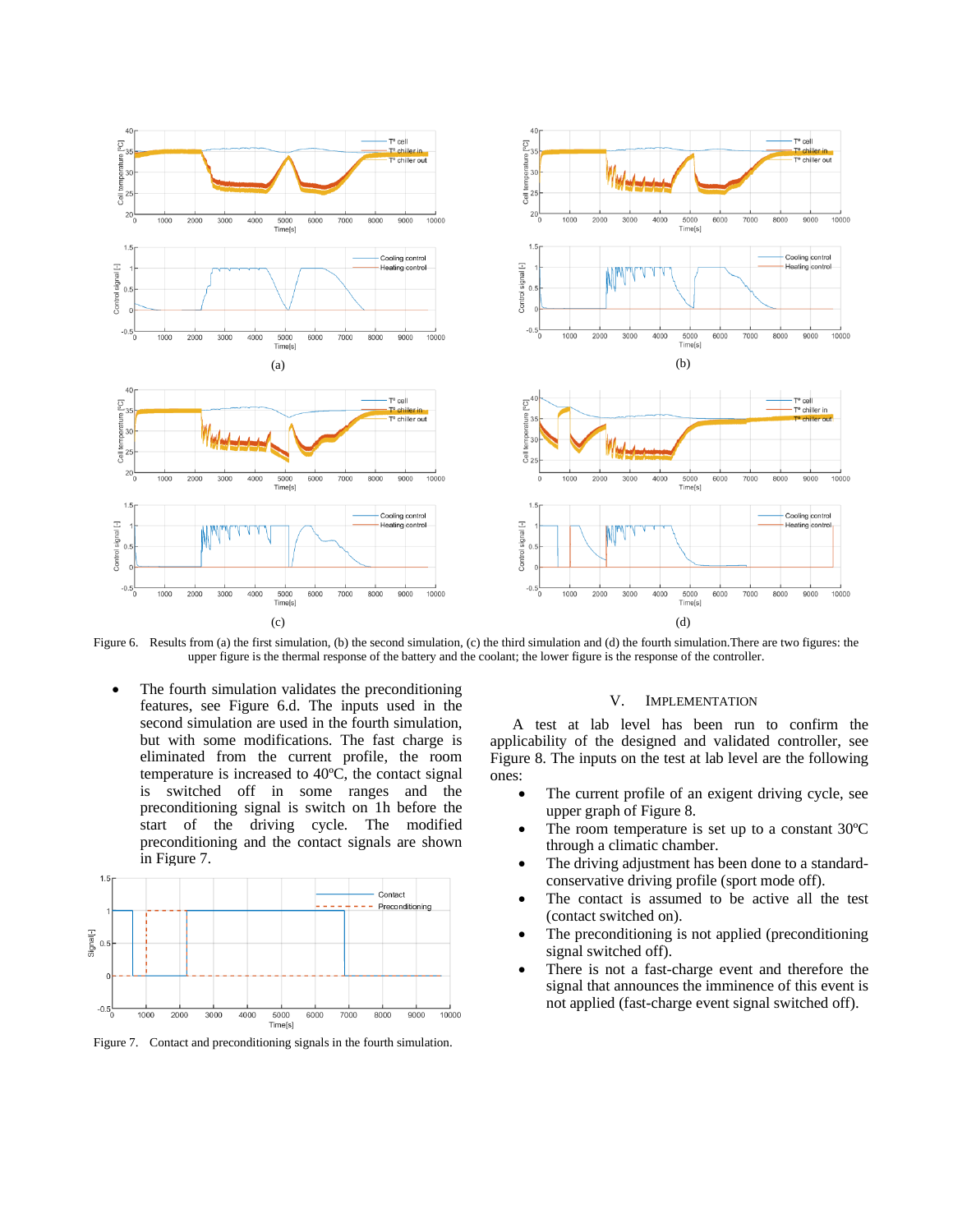(a)

(b)

(c)

(d)

Figure 6. Results from (a) the first simulation, (b) the second simulation, (c) the third simulation and (d) the fourth simulation.There are two figures: the upper figure is the thermal response of the battery and the coolant; the lower figure is the response of the controller.

- The fourth simulation validates the preconditioning features, see Figure 6.d. The inputs used in the second simulation are used in the fourth simulation, but with some modifications. The fast charge is eliminated from the current profile, the room temperature is increased to 40ºC, the contact signal is switched off in some ranges and the preconditioning signal is switch on 1h before the start of the driving cycle. The modified preconditioning and the contact signals are shown in Figure 7.

Figure 7. Contact and preconditioning signals in the fourth simulation.

## V. Implementation

A test at lab level has been run to confirm the applicability of the designed and validated controller, see Figure 8. The inputs on the test at lab level are the following ones:

- The current profile of an exigent driving cycle, see upper graph of Figure 8.
- The room temperature is set up to a constant 30ºC through a climatic chamber.
- The driving adjustment has been done to a standard-conservative driving profile (sport mode off).
- The contact is assumed to be active all the test (contact switched on).
- The preconditioning is not applied (preconditioning signal switched off).
- There is not a fast-charge event and therefore the signal that announces the imminence of this event is not applied (fast-charge event signal switched off).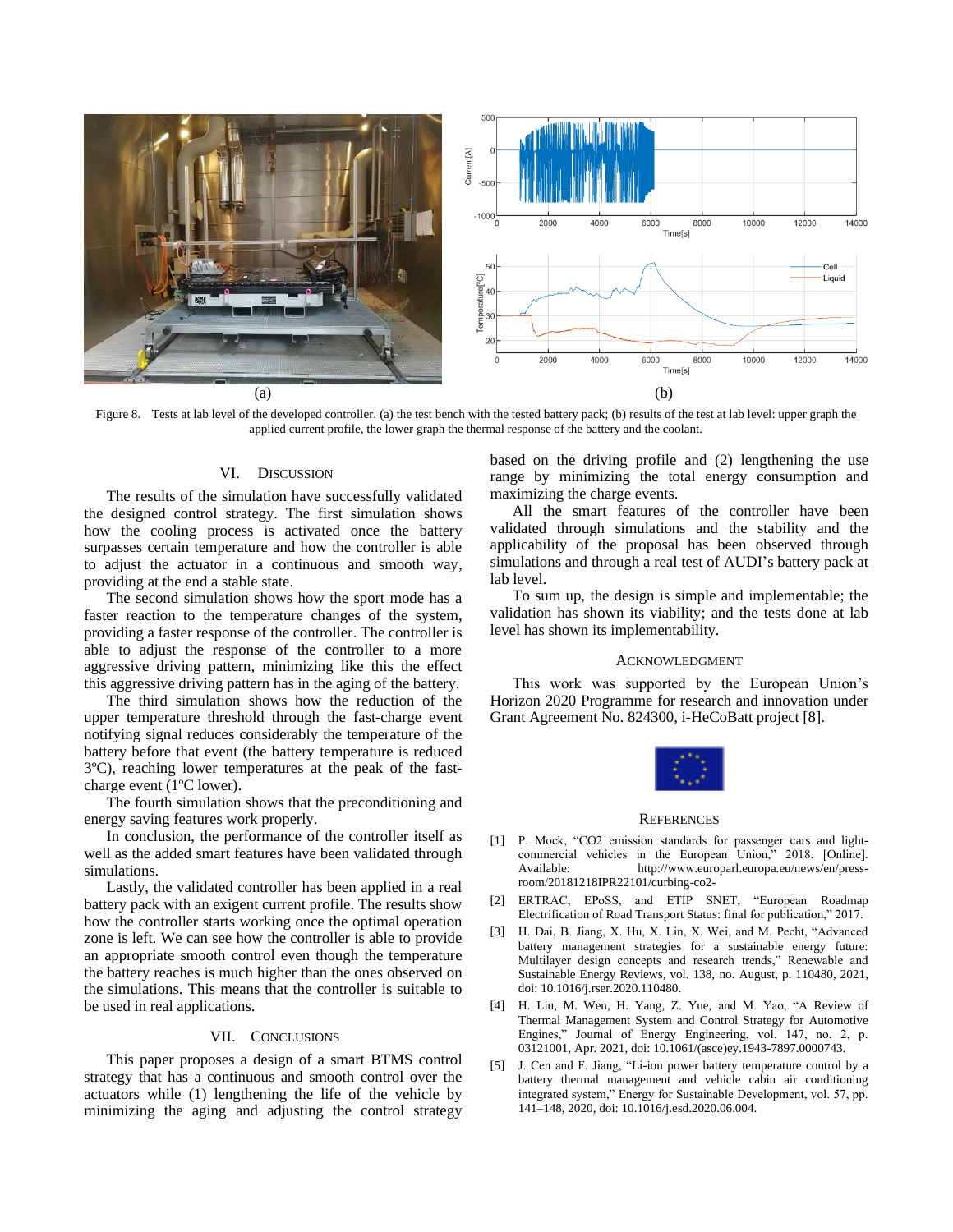Figure 8. Tests at lab level of the developed controller. (a) the test bench with the tested battery pack; (b) results of the test at lab level: upper graph the applied current profile, the lower graph the thermal response of the battery and the coolant.

## VI. Discussion

The results of the simulation have successfully validated the designed control strategy. The first simulation shows how the cooling process is activated once the battery surpasses certain temperature and how the controller is able to adjust the actuator in a continuous and smooth way, providing at the end a stable state.

The second simulation shows how the sport mode has a faster reaction to the temperature changes of the system, providing a faster response of the controller. The controller is able to adjust the response of the controller to a more aggressive driving pattern, minimizing like this the effect this aggressive driving pattern has in the aging of the battery.

The third simulation shows how the reduction of the upper temperature threshold through the fast-charge event notifying signal reduces considerably the temperature of the battery before that event (the battery temperature is reduced 3ºC), reaching lower temperatures at the peak of the fast-charge event (1ºC lower).

The fourth simulation shows that the preconditioning and energy saving features work properly.

In conclusion, the performance of the controller itself as well as the added smart features have been validated through simulations.

Lastly, the validated controller has been applied in a real battery pack with an exigent current profile. The results show how the controller starts working once the optimal operation zone is left. We can see how the controller is able to provide an appropriate smooth control even though the temperature the battery reaches is much higher than the ones observed on the simulations. This means that the controller is suitable to be used in real applications.

## VII. Conclusions

This paper proposes a design of a smart BTMS control strategy that has a continuous and smooth control over the actuators while (1) lengthening the life of the vehicle by minimizing the aging and adjusting the control strategy based on the driving profile and (2) lengthening the use range by minimizing the total energy consumption and maximizing the charge events.

All the smart features of the controller have been validated through simulations and the stability and the applicability of the proposal has been observed through simulations and through a real test of AUDI's battery pack at lab level.

To sum up, the design is simple and implementable; the validation has shown its viability; and the tests done at lab level has shown its implementability.

## Acknowledgment

This work was supported by the European Union's Horizon 2020 Programme for research and innovation under Grant Agreement No. 824300, i-HeCoBatt project [8].

## References

[1] P. Mock, "CO2 emission standards for passenger cars and light-commercial vehicles in the European Union," 2018. [Online]. Available: http://www.europarl.europa.eu/news/en/press-room/20181218IPR22101/curbing-co2-

[2] ERTRAC, EPoSS, and ETIP SNET, "European Roadmap Electrification of Road Transport Status: final for publication," 2017.

[3] H. Dai, B. Jiang, X. Hu, X. Lin, X. Wei, and M. Pecht, "Advanced battery management strategies for a sustainable energy future: Multilayer design concepts and research trends," Renewable and Sustainable Energy Reviews, vol. 138, no. August, p. 110480, 2021, doi: 10.1016/j.rser.2020.110480.

[4] H. Liu, M. Wen, H. Yang, Z. Yue, and M. Yao, "A Review of Thermal Management System and Control Strategy for Automotive Engines," Journal of Energy Engineering, vol. 147, no. 2, p. 03121001, Apr. 2021, doi: 10.1061/(asce)ey.1943-7897.0000743.

[5] J. Cen and F. Jiang, "Li-ion power battery temperature control by a battery thermal management and vehicle cabin air conditioning integrated system," Energy for Sustainable Development, vol. 57, pp. 141–148, 2020, doi: 10.1016/j.esd.2020.06.004.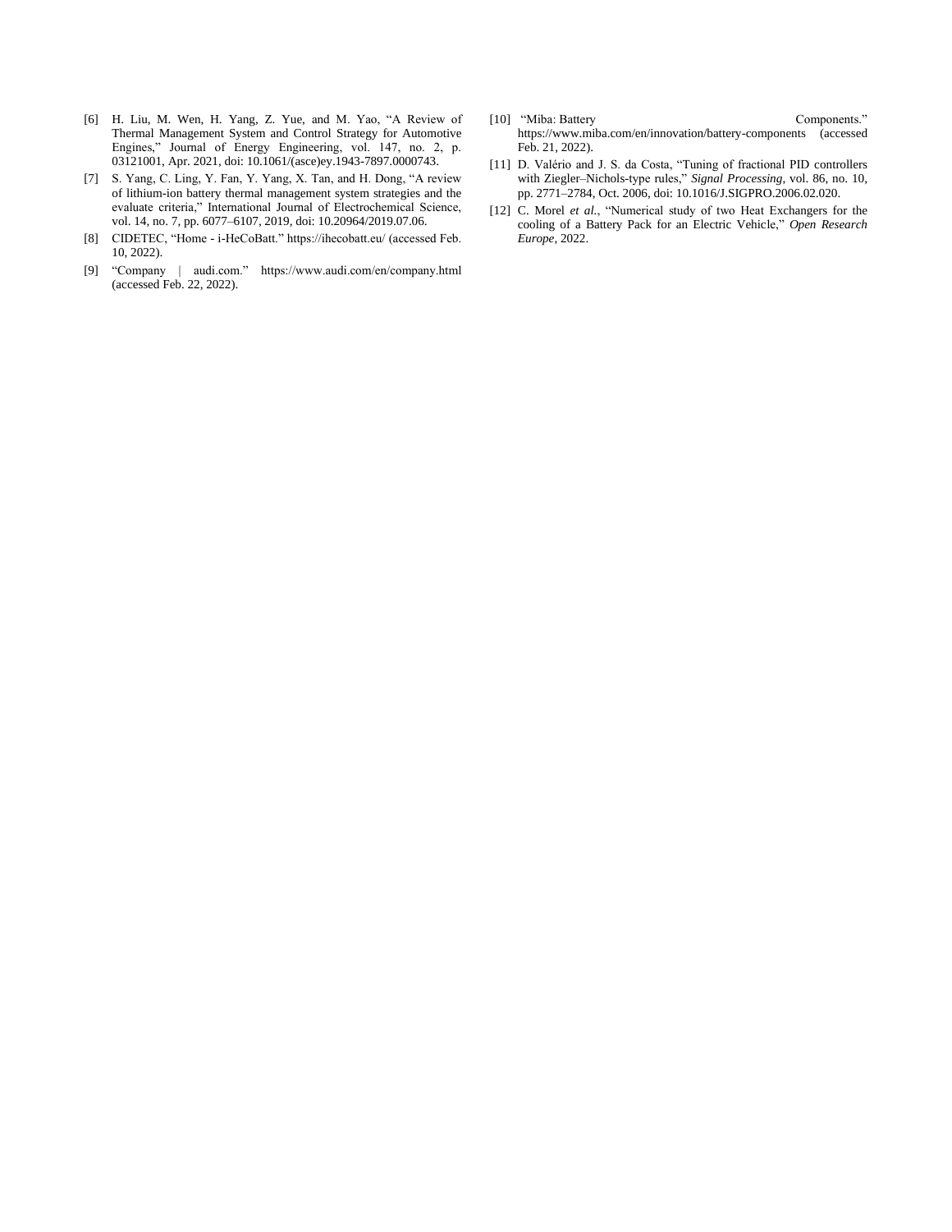[6] H. Liu, M. Wen, H. Yang, Z. Yue, and M. Yao, "A Review of Thermal Management System and Control Strategy for Automotive Engines," Journal of Energy Engineering, vol. 147, no. 2, p. 03121001, Apr. 2021, doi: 10.1061/(asce)ey.1943-7897.0000743.

[7] S. Yang, C. Ling, Y. Fan, Y. Yang, X. Tan, and H. Dong, "A review of lithium-ion battery thermal management system strategies and the evaluate criteria," International Journal of Electrochemical Science, vol. 14, no. 7, pp. 6077–6107, 2019, doi: 10.20964/2019.07.06.

[8] CIDETEC, "Home - i-HeCoBatt." https://ihecobatt.eu/ (accessed Feb. 10, 2022).

[9] "Company | audi.com." https://www.audi.com/en/company.html (accessed Feb. 22, 2022).

[10] "Miba: Battery Components." https://www.miba.com/en/innovation/battery-components (accessed Feb. 21, 2022).

[11] D. Valério and J. S. da Costa, "Tuning of fractional PID controllers with Ziegler–Nichols-type rules," *Signal Processing*, vol. 86, no. 10, pp. 2771–2784, Oct. 2006, doi: 10.1016/J.SIGPRO.2006.02.020.

[12] C. Morel *et al.*, "Numerical study of two Heat Exchangers for the cooling of a Battery Pack for an Electric Vehicle," *Open Research Europe*, 2022.